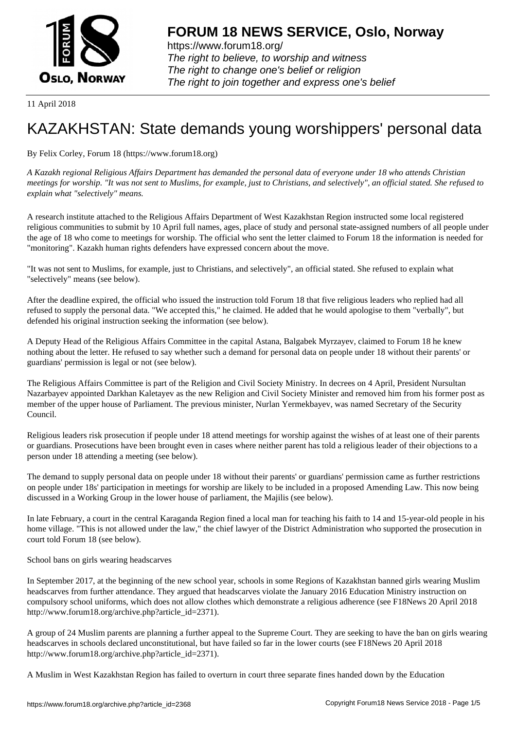# FORUM 18 NEWS SERVICE, Oslo, Norway

https://www.forum18.org/
*The right to believe, to worship and witness*
*The right to change one's belief or religion*
*The right to join together and express one's belief*

11 April 2018

# KAZAKHSTAN: State demands young worshippers' personal data

By Felix Corley, Forum 18 (https://www.forum18.org)

*A Kazakh regional Religious Affairs Department has demanded the personal data of everyone under 18 who attends Christian meetings for worship. "It was not sent to Muslims, for example, just to Christians, and selectively", an official stated. She refused to explain what "selectively" means.*

A research institute attached to the Religious Affairs Department of West Kazakhstan Region instructed some local registered religious communities to submit by 10 April full names, ages, place of study and personal state-assigned numbers of all people under the age of 18 who come to meetings for worship. The official who sent the letter claimed to Forum 18 the information is needed for "monitoring". Kazakh human rights defenders have expressed concern about the move.

"It was not sent to Muslims, for example, just to Christians, and selectively", an official stated. She refused to explain what "selectively" means (see below).

After the deadline expired, the official who issued the instruction told Forum 18 that five religious leaders who replied had all refused to supply the personal data. "We accepted this," he claimed. He added that he would apologise to them "verbally", but defended his original instruction seeking the information (see below).

A Deputy Head of the Religious Affairs Committee in the capital Astana, Balgabek Myrzayev, claimed to Forum 18 he knew nothing about the letter. He refused to say whether such a demand for personal data on people under 18 without their parents' or guardians' permission is legal or not (see below).

The Religious Affairs Committee is part of the Religion and Civil Society Ministry. In decrees on 4 April, President Nursultan Nazarbayev appointed Darkhan Kaletayev as the new Religion and Civil Society Minister and removed him from his former post as member of the upper house of Parliament. The previous minister, Nurlan Yermekbayev, was named Secretary of the Security Council.

Religious leaders risk prosecution if people under 18 attend meetings for worship against the wishes of at least one of their parents or guardians. Prosecutions have been brought even in cases where neither parent has told a religious leader of their objections to a person under 18 attending a meeting (see below).

The demand to supply personal data on people under 18 without their parents' or guardians' permission came as further restrictions on people under 18s' participation in meetings for worship are likely to be included in a proposed Amending Law. This now being discussed in a Working Group in the lower house of parliament, the Majilis (see below).

In late February, a court in the central Karaganda Region fined a local man for teaching his faith to 14 and 15-year-old people in his home village. "This is not allowed under the law," the chief lawyer of the District Administration who supported the prosecution in court told Forum 18 (see below).

School bans on girls wearing headscarves

In September 2017, at the beginning of the new school year, schools in some Regions of Kazakhstan banned girls wearing Muslim headscarves from further attendance. They argued that headscarves violate the January 2016 Education Ministry instruction on compulsory school uniforms, which does not allow clothes which demonstrate a religious adherence (see F18News 20 April 2018 http://www.forum18.org/archive.php?article_id=2371).

A group of 24 Muslim parents are planning a further appeal to the Supreme Court. They are seeking to have the ban on girls wearing headscarves in schools declared unconstitutional, but have failed so far in the lower courts (see F18News 20 April 2018 http://www.forum18.org/archive.php?article_id=2371).

A Muslim in West Kazakhstan Region has failed to overturn in court three separate fines handed down by the Education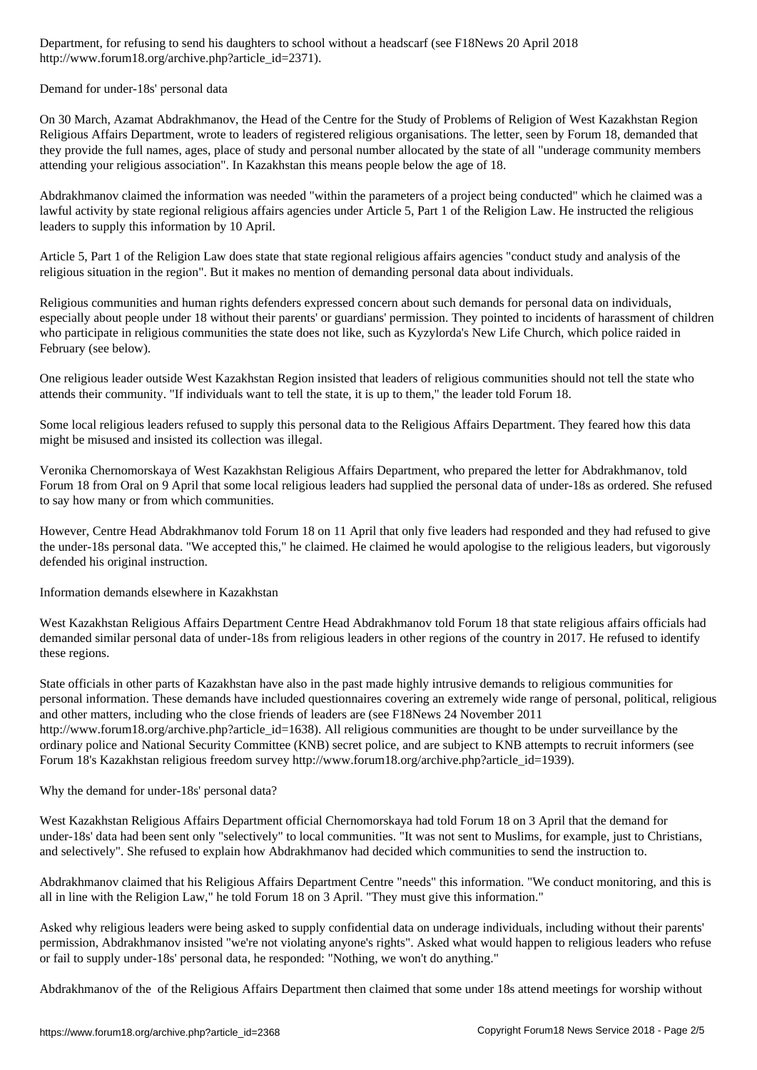Department, for refusing to send his daughters to school without a headscarf (see F18News 20 April 2018 http://www.forum18.org/archive.php?article_id=2371).

## Demand for under-18s' personal data

On 30 March, Azamat Abdrakhmanov, the Head of the Centre for the Study of Problems of Religion of West Kazakhstan Region Religious Affairs Department, wrote to leaders of registered religious organisations. The letter, seen by Forum 18, demanded that they provide the full names, ages, place of study and personal number allocated by the state of all "underage community members attending your religious association". In Kazakhstan this means people below the age of 18.

Abdrakhmanov claimed the information was needed "within the parameters of a project being conducted" which he claimed was a lawful activity by state regional religious affairs agencies under Article 5, Part 1 of the Religion Law. He instructed the religious leaders to supply this information by 10 April.

Article 5, Part 1 of the Religion Law does state that state regional religious affairs agencies "conduct study and analysis of the religious situation in the region". But it makes no mention of demanding personal data about individuals.

Religious communities and human rights defenders expressed concern about such demands for personal data on individuals, especially about people under 18 without their parents' or guardians' permission. They pointed to incidents of harassment of children who participate in religious communities the state does not like, such as Kyzylorda's New Life Church, which police raided in February (see below).

One religious leader outside West Kazakhstan Region insisted that leaders of religious communities should not tell the state who attends their community. "If individuals want to tell the state, it is up to them," the leader told Forum 18.

Some local religious leaders refused to supply this personal data to the Religious Affairs Department. They feared how this data might be misused and insisted its collection was illegal.

Veronika Chernomorskaya of West Kazakhstan Religious Affairs Department, who prepared the letter for Abdrakhmanov, told Forum 18 from Oral on 9 April that some local religious leaders had supplied the personal data of under-18s as ordered. She refused to say how many or from which communities.

However, Centre Head Abdrakhmanov told Forum 18 on 11 April that only five leaders had responded and they had refused to give the under-18s personal data. "We accepted this," he claimed. He claimed he would apologise to the religious leaders, but vigorously defended his original instruction.

## Information demands elsewhere in Kazakhstan

West Kazakhstan Religious Affairs Department Centre Head Abdrakhmanov told Forum 18 that state religious affairs officials had demanded similar personal data of under-18s from religious leaders in other regions of the country in 2017. He refused to identify these regions.

State officials in other parts of Kazakhstan have also in the past made highly intrusive demands to religious communities for personal information. These demands have included questionnaires covering an extremely wide range of personal, political, religious and other matters, including who the close friends of leaders are (see F18News 24 November 2011 http://www.forum18.org/archive.php?article_id=1638). All religious communities are thought to be under surveillance by the ordinary police and National Security Committee (KNB) secret police, and are subject to KNB attempts to recruit informers (see Forum 18's Kazakhstan religious freedom survey http://www.forum18.org/archive.php?article_id=1939).

## Why the demand for under-18s' personal data?

West Kazakhstan Religious Affairs Department official Chernomorskaya had told Forum 18 on 3 April that the demand for under-18s' data had been sent only "selectively" to local communities. "It was not sent to Muslims, for example, just to Christians, and selectively". She refused to explain how Abdrakhmanov had decided which communities to send the instruction to.

Abdrakhmanov claimed that his Religious Affairs Department Centre "needs" this information. "We conduct monitoring, and this is all in line with the Religion Law," he told Forum 18 on 3 April. "They must give this information."

Asked why religious leaders were being asked to supply confidential data on underage individuals, including without their parents' permission, Abdrakhmanov insisted "we're not violating anyone's rights". Asked what would happen to religious leaders who refuse or fail to supply under-18s' personal data, he responded: "Nothing, we won't do anything."

Abdrakhmanov of the of the Religious Affairs Department then claimed that some under 18s attend meetings for worship without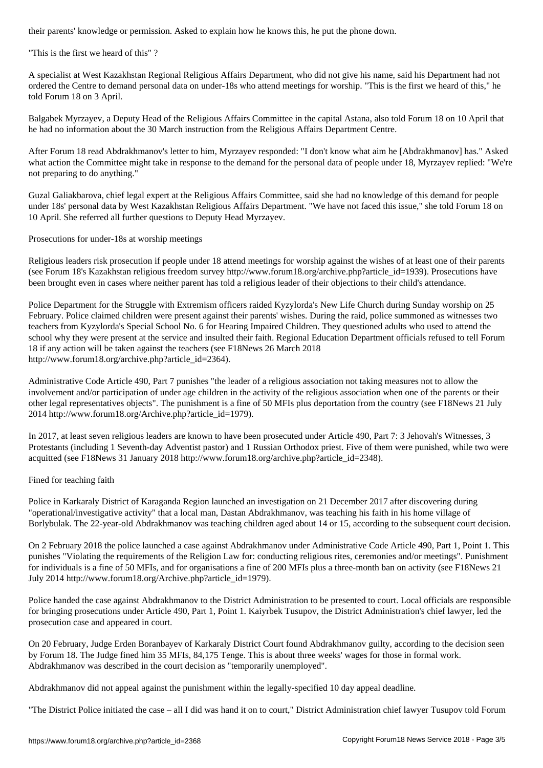their parents' knowledge or permission. Asked to explain how he knows this, he put the phone down.

## "This is the first we heard of this" ?

A specialist at West Kazakhstan Regional Religious Affairs Department, who did not give his name, said his Department had not ordered the Centre to demand personal data on under-18s who attend meetings for worship. "This is the first we heard of this," he told Forum 18 on 3 April.

Balgabek Myrzayev, a Deputy Head of the Religious Affairs Committee in the capital Astana, also told Forum 18 on 10 April that he had no information about the 30 March instruction from the Religious Affairs Department Centre.

After Forum 18 read Abdrakhmanov's letter to him, Myrzayev responded: "I don't know what aim he [Abdrakhmanov] has." Asked what action the Committee might take in response to the demand for the personal data of people under 18, Myrzayev replied: "We're not preparing to do anything."

Guzal Galiakbarova, chief legal expert at the Religious Affairs Committee, said she had no knowledge of this demand for people under 18s' personal data by West Kazakhstan Religious Affairs Department. "We have not faced this issue," she told Forum 18 on 10 April. She referred all further questions to Deputy Head Myrzayev.

## Prosecutions for under-18s at worship meetings

Religious leaders risk prosecution if people under 18 attend meetings for worship against the wishes of at least one of their parents (see Forum 18's Kazakhstan religious freedom survey http://www.forum18.org/archive.php?article_id=1939). Prosecutions have been brought even in cases where neither parent has told a religious leader of their objections to their child's attendance.

Police Department for the Struggle with Extremism officers raided Kyzylorda's New Life Church during Sunday worship on 25 February. Police claimed children were present against their parents' wishes. During the raid, police summoned as witnesses two teachers from Kyzylorda's Special School No. 6 for Hearing Impaired Children. They questioned adults who used to attend the school why they were present at the service and insulted their faith. Regional Education Department officials refused to tell Forum 18 if any action will be taken against the teachers (see F18News 26 March 2018 http://www.forum18.org/archive.php?article_id=2364).

Administrative Code Article 490, Part 7 punishes "the leader of a religious association not taking measures not to allow the involvement and/or participation of under age children in the activity of the religious association when one of the parents or their other legal representatives objects". The punishment is a fine of 50 MFIs plus deportation from the country (see F18News 21 July 2014 http://www.forum18.org/Archive.php?article_id=1979).

In 2017, at least seven religious leaders are known to have been prosecuted under Article 490, Part 7: 3 Jehovah's Witnesses, 3 Protestants (including 1 Seventh-day Adventist pastor) and 1 Russian Orthodox priest. Five of them were punished, while two were acquitted (see F18News 31 January 2018 http://www.forum18.org/archive.php?article_id=2348).

## Fined for teaching faith

Police in Karkaraly District of Karaganda Region launched an investigation on 21 December 2017 after discovering during "operational/investigative activity" that a local man, Dastan Abdrakhmanov, was teaching his faith in his home village of Borlybulak. The 22-year-old Abdrakhmanov was teaching children aged about 14 or 15, according to the subsequent court decision.

On 2 February 2018 the police launched a case against Abdrakhmanov under Administrative Code Article 490, Part 1, Point 1. This punishes "Violating the requirements of the Religion Law for: conducting religious rites, ceremonies and/or meetings". Punishment for individuals is a fine of 50 MFIs, and for organisations a fine of 200 MFIs plus a three-month ban on activity (see F18News 21 July 2014 http://www.forum18.org/Archive.php?article_id=1979).

Police handed the case against Abdrakhmanov to the District Administration to be presented to court. Local officials are responsible for bringing prosecutions under Article 490, Part 1, Point 1. Kaiyrbek Tusupov, the District Administration's chief lawyer, led the prosecution case and appeared in court.

On 20 February, Judge Erden Boranbayev of Karkaraly District Court found Abdrakhmanov guilty, according to the decision seen by Forum 18. The Judge fined him 35 MFIs, 84,175 Tenge. This is about three weeks' wages for those in formal work. Abdrakhmanov was described in the court decision as "temporarily unemployed".

Abdrakhmanov did not appeal against the punishment within the legally-specified 10 day appeal deadline.

"The District Police initiated the case – all I did was hand it on to court," District Administration chief lawyer Tusupov told Forum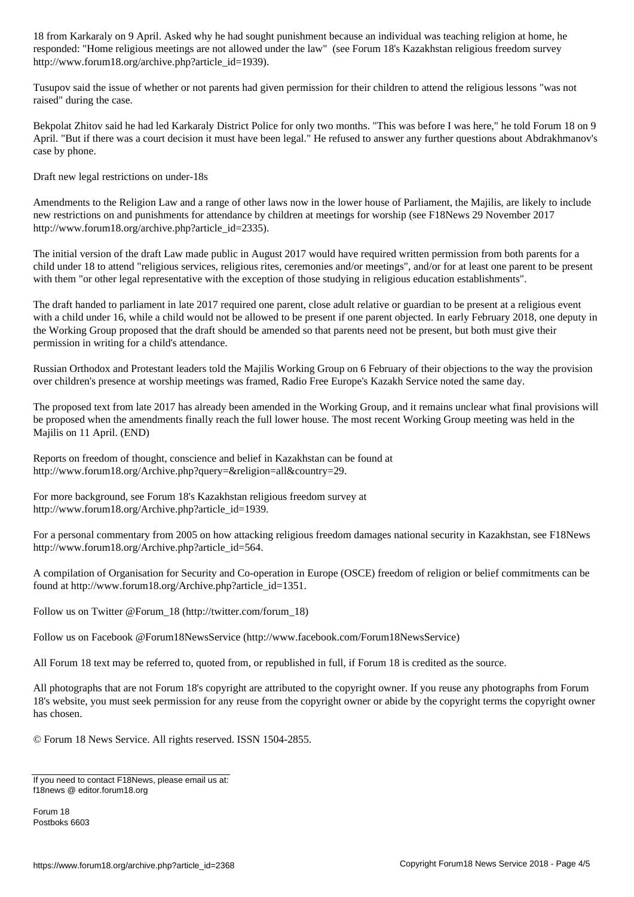18 from Karkaraly on 9 April. Asked why he had sought punishment because an individual was teaching religion at home, he responded: "Home religious meetings are not allowed under the law" (see Forum 18's Kazakhstan religious freedom survey http://www.forum18.org/archive.php?article_id=1939).

Tusupov said the issue of whether or not parents had given permission for their children to attend the religious lessons "was not raised" during the case.

Bekpolat Zhitov said he had led Karkaraly District Police for only two months. "This was before I was here," he told Forum 18 on 9 April. "But if there was a court decision it must have been legal." He refused to answer any further questions about Abdrakhmanov's case by phone.

## Draft new legal restrictions on under-18s

Amendments to the Religion Law and a range of other laws now in the lower house of Parliament, the Majilis, are likely to include new restrictions on and punishments for attendance by children at meetings for worship (see F18News 29 November 2017 http://www.forum18.org/archive.php?article_id=2335).

The initial version of the draft Law made public in August 2017 would have required written permission from both parents for a child under 18 to attend "religious services, religious rites, ceremonies and/or meetings", and/or for at least one parent to be present with them "or other legal representative with the exception of those studying in religious education establishments".

The draft handed to parliament in late 2017 required one parent, close adult relative or guardian to be present at a religious event with a child under 16, while a child would not be allowed to be present if one parent objected. In early February 2018, one deputy in the Working Group proposed that the draft should be amended so that parents need not be present, but both must give their permission in writing for a child's attendance.

Russian Orthodox and Protestant leaders told the Majilis Working Group on 6 February of their objections to the way the provision over children's presence at worship meetings was framed, Radio Free Europe's Kazakh Service noted the same day.

The proposed text from late 2017 has already been amended in the Working Group, and it remains unclear what final provisions will be proposed when the amendments finally reach the full lower house. The most recent Working Group meeting was held in the Majilis on 11 April. (END)

Reports on freedom of thought, conscience and belief in Kazakhstan can be found at http://www.forum18.org/Archive.php?query=&religion=all&country=29.

For more background, see Forum 18's Kazakhstan religious freedom survey at http://www.forum18.org/Archive.php?article_id=1939.

For a personal commentary from 2005 on how attacking religious freedom damages national security in Kazakhstan, see F18News http://www.forum18.org/Archive.php?article_id=564.

A compilation of Organisation for Security and Co-operation in Europe (OSCE) freedom of religion or belief commitments can be found at http://www.forum18.org/Archive.php?article_id=1351.

Follow us on Twitter @Forum_18 (http://twitter.com/forum_18)

Follow us on Facebook @Forum18NewsService (http://www.facebook.com/Forum18NewsService)

All Forum 18 text may be referred to, quoted from, or republished in full, if Forum 18 is credited as the source.

All photographs that are not Forum 18's copyright are attributed to the copyright owner. If you reuse any photographs from Forum 18's website, you must seek permission for any reuse from the copyright owner or abide by the copyright terms the copyright owner has chosen.

© Forum 18 News Service. All rights reserved. ISSN 1504-2855.

If you need to contact F18News, please email us at:
f18news @ editor.forum18.org

Forum 18
Postboks 6603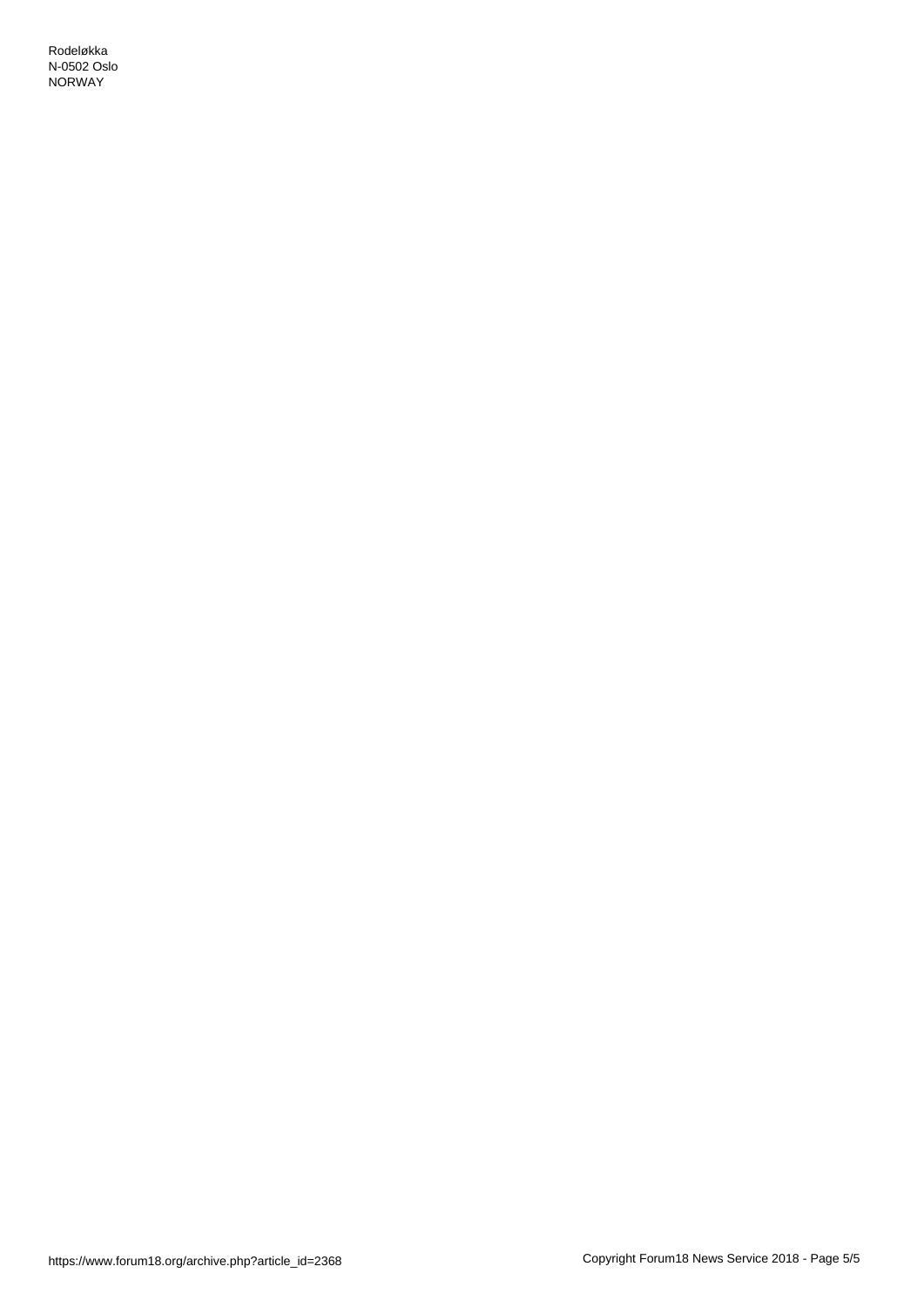Rodeløkka
N-0502 Oslo
NORWAY